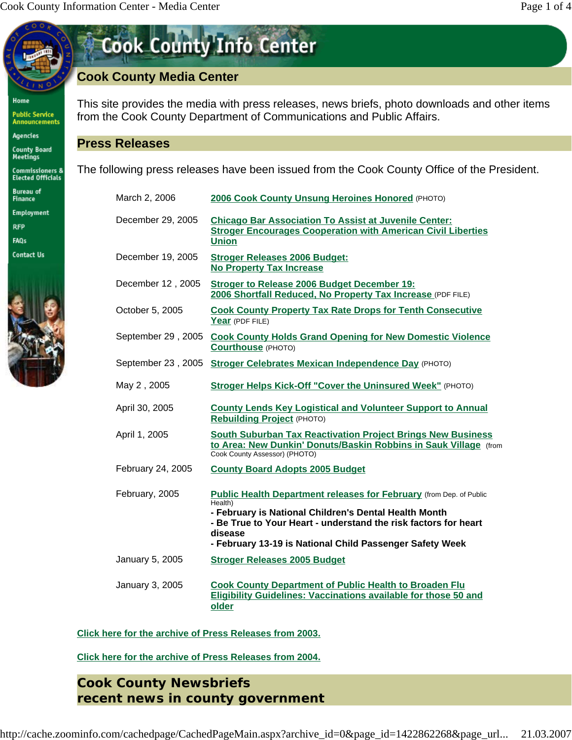# Cook County Info Center

- Home
- Public Service Announcements
- Agencies
- County Board Meetings
- Commissioners & Elected Officials
- Bureau of Finance
- Employment
- RFP
- FAQs
- Contact Us

## Cook County Media Center

This site provides the media with press releases, news briefs, photo downloads and other items from the Cook County Department of Communications and Public Affairs.

## Press Releases

The following press releases have been issued from the Cook County Office of the President.

| Date | Release |
|---|---|
| March 2, 2006 | 2006 Cook County Unsung Heroines Honored (PHOTO) |
| December 29, 2005 | Chicago Bar Association To Assist at Juvenile Center: Stroger Encourages Cooperation with American Civil Liberties Union |
| December 19, 2005 | Stroger Releases 2006 Budget: No Property Tax Increase |
| December 12 , 2005 | Stroger to Release 2006 Budget December 19: 2006 Shortfall Reduced, No Property Tax Increase (PDF FILE) |
| October 5, 2005 | Cook County Property Tax Rate Drops for Tenth Consecutive Year (PDF FILE) |
| September 29 , 2005 | Cook County Holds Grand Opening for New Domestic Violence Courthouse (PHOTO) |
| September 23 , 2005 | Stroger Celebrates Mexican Independence Day (PHOTO) |
| May 2 , 2005 | Stroger Helps Kick-Off "Cover the Uninsured Week" (PHOTO) |
| April 30, 2005 | County Lends Key Logistical and Volunteer Support to Annual Rebuilding Project (PHOTO) |
| April 1, 2005 | South Suburban Tax Reactivation Project Brings New Business to Area: New Dunkin' Donuts/Baskin Robbins in Sauk Village (from Cook County Assessor) (PHOTO) |
| February 24, 2005 | County Board Adopts 2005 Budget |
| February, 2005 | Public Health Department releases for February (from Dep. of Public Health)<br>**- February is National Children's Dental Health Month**<br>**- Be True to Your Heart - understand the risk factors for heart disease**<br>**- February 13-19 is National Child Passenger Safety Week** |
| January 5, 2005 | Stroger Releases 2005 Budget |
| January 3, 2005 | Cook County Department of Public Health to Broaden Flu Eligibility Guidelines: Vaccinations available for those 50 and older |

Click here for the archive of Press Releases from 2003.

Click here for the archive of Press Releases from 2004.

## Cook County Newsbriefs
## recent news in county government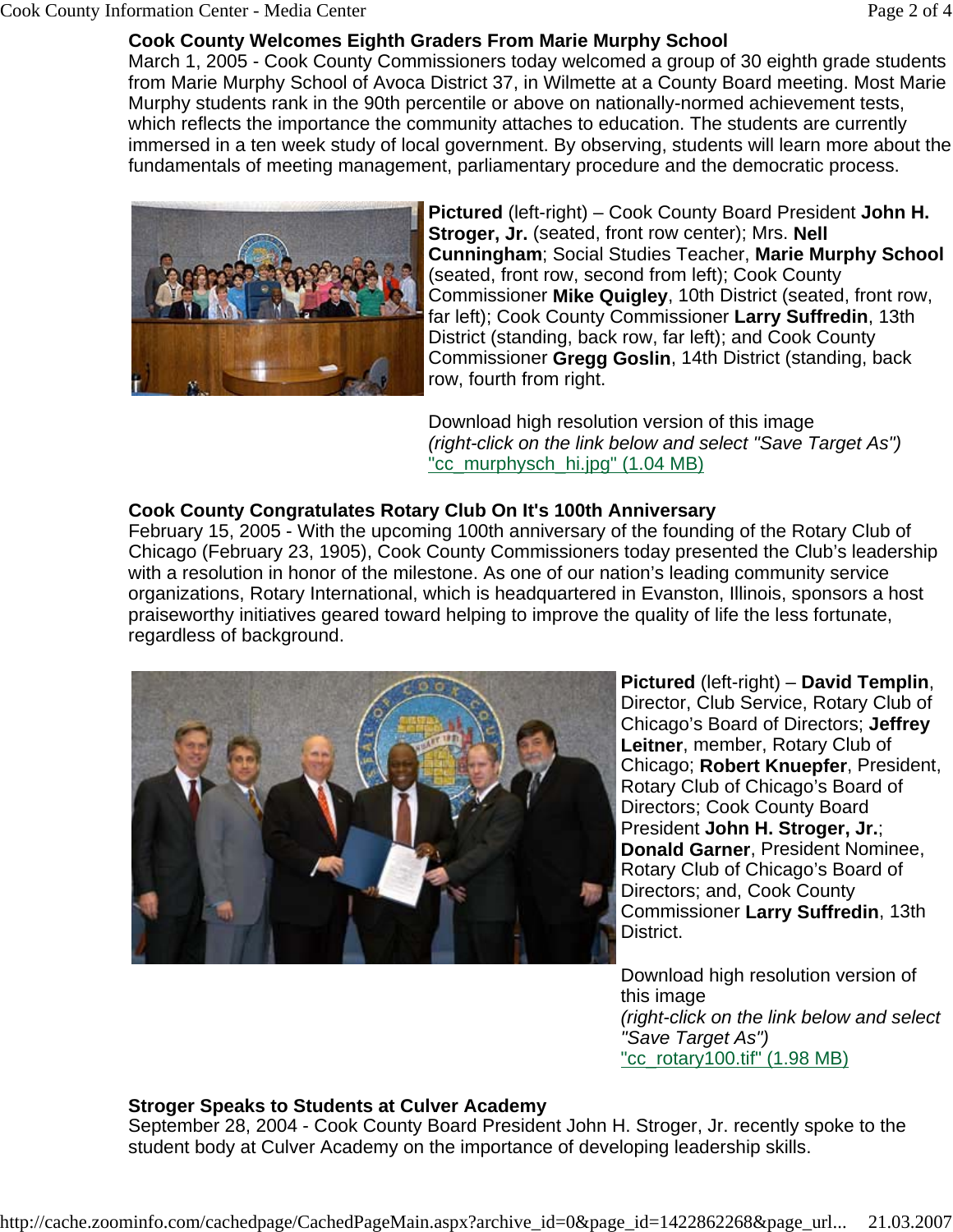**Cook County Welcomes Eighth Graders From Marie Murphy School**

March 1, 2005 - Cook County Commissioners today welcomed a group of 30 eighth grade students from Marie Murphy School of Avoca District 37, in Wilmette at a County Board meeting. Most Marie Murphy students rank in the 90th percentile or above on nationally-normed achievement tests, which reflects the importance the community attaches to education. The students are currently immersed in a ten week study of local government. By observing, students will learn more about the fundamentals of meeting management, parliamentary procedure and the democratic process.

**Pictured** (left-right) – Cook County Board President **John H. Stroger, Jr.** (seated, front row center); Mrs. **Nell Cunningham**; Social Studies Teacher, **Marie Murphy School** (seated, front row, second from left); Cook County Commissioner **Mike Quigley**, 10th District (seated, front row, far left); Cook County Commissioner **Larry Suffredin**, 13th District (standing, back row, far left); and Cook County Commissioner **Gregg Goslin**, 14th District (standing, back row, fourth from right.

Download high resolution version of this image
*(right-click on the link below and select "Save Target As")*
"cc_murphysch_hi.jpg" (1.04 MB)

**Cook County Congratulates Rotary Club On It's 100th Anniversary**

February 15, 2005 - With the upcoming 100th anniversary of the founding of the Rotary Club of Chicago (February 23, 1905), Cook County Commissioners today presented the Club's leadership with a resolution in honor of the milestone. As one of our nation's leading community service organizations, Rotary International, which is headquartered in Evanston, Illinois, sponsors a host praiseworthy initiatives geared toward helping to improve the quality of life the less fortunate, regardless of background.

**Pictured** (left-right) – **David Templin**, Director, Club Service, Rotary Club of Chicago's Board of Directors; **Jeffrey Leitner**, member, Rotary Club of Chicago; **Robert Knuepfer**, President, Rotary Club of Chicago's Board of Directors; Cook County Board President **John H. Stroger, Jr.**; **Donald Garner**, President Nominee, Rotary Club of Chicago's Board of Directors; and, Cook County Commissioner **Larry Suffredin**, 13th District.

Download high resolution version of this image
*(right-click on the link below and select "Save Target As")*
"cc_rotary100.tif" (1.98 MB)

**Stroger Speaks to Students at Culver Academy**

September 28, 2004 - Cook County Board President John H. Stroger, Jr. recently spoke to the student body at Culver Academy on the importance of developing leadership skills.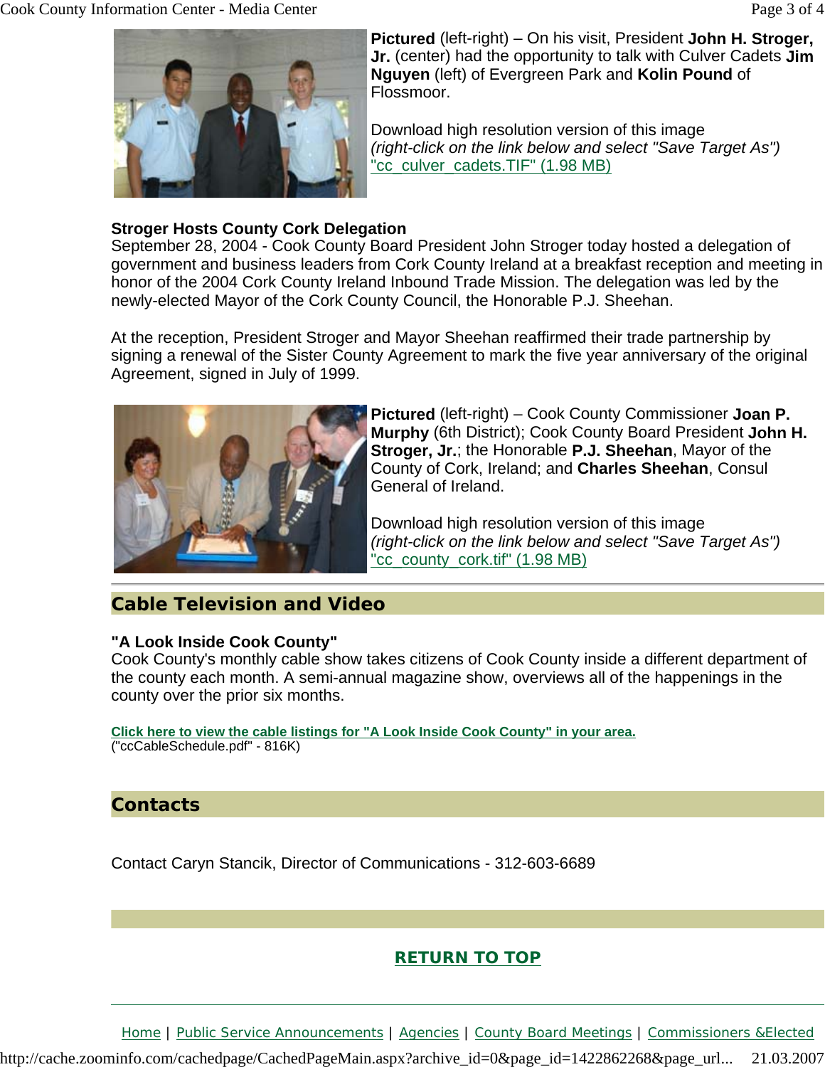**Pictured** (left-right) – On his visit, President **John H. Stroger, Jr.** (center) had the opportunity to talk with Culver Cadets **Jim Nguyen** (left) of Evergreen Park and **Kolin Pound** of Flossmoor.

Download high resolution version of this image
*(right-click on the link below and select "Save Target As")*
"cc_culver_cadets.TIF" (1.98 MB)

**Stroger Hosts County Cork Delegation**
September 28, 2004 - Cook County Board President John Stroger today hosted a delegation of government and business leaders from Cork County Ireland at a breakfast reception and meeting in honor of the 2004 Cork County Ireland Inbound Trade Mission. The delegation was led by the newly-elected Mayor of the Cork County Council, the Honorable P.J. Sheehan.

At the reception, President Stroger and Mayor Sheehan reaffirmed their trade partnership by signing a renewal of the Sister County Agreement to mark the five year anniversary of the original Agreement, signed in July of 1999.

**Pictured** (left-right) – Cook County Commissioner **Joan P. Murphy** (6th District); Cook County Board President **John H. Stroger, Jr.**; the Honorable **P.J. Sheehan**, Mayor of the County of Cork, Ireland; and **Charles Sheehan**, Consul General of Ireland.

Download high resolution version of this image
*(right-click on the link below and select "Save Target As")*
"cc_county_cork.tif" (1.98 MB)

## Cable Television and Video

**"A Look Inside Cook County"**
Cook County's monthly cable show takes citizens of Cook County inside a different department of the county each month. A semi-annual magazine show, overviews all of the happenings in the county over the prior six months.

**Click here to view the cable listings for "A Look Inside Cook County" in your area.**
("ccCableSchedule.pdf" - 816K)

## Contacts

Contact Caryn Stancik, Director of Communications - 312-603-6689

**RETURN TO TOP**

Home | Public Service Announcements | Agencies | County Board Meetings | Commissioners &Elected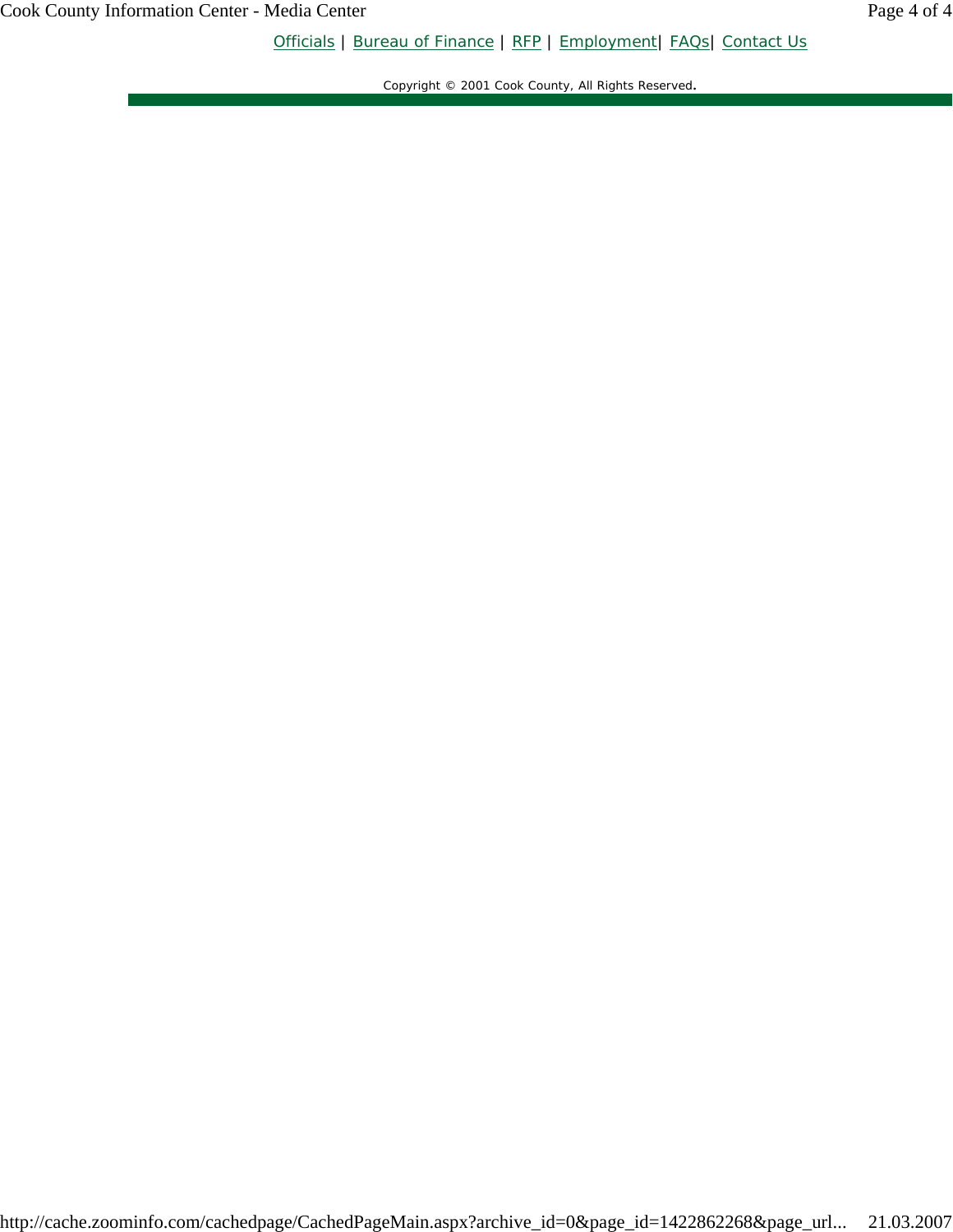Officials | Bureau of Finance | RFP | Employment| FAQs| Contact Us

Copyright © 2001 Cook County, All Rights Reserved.